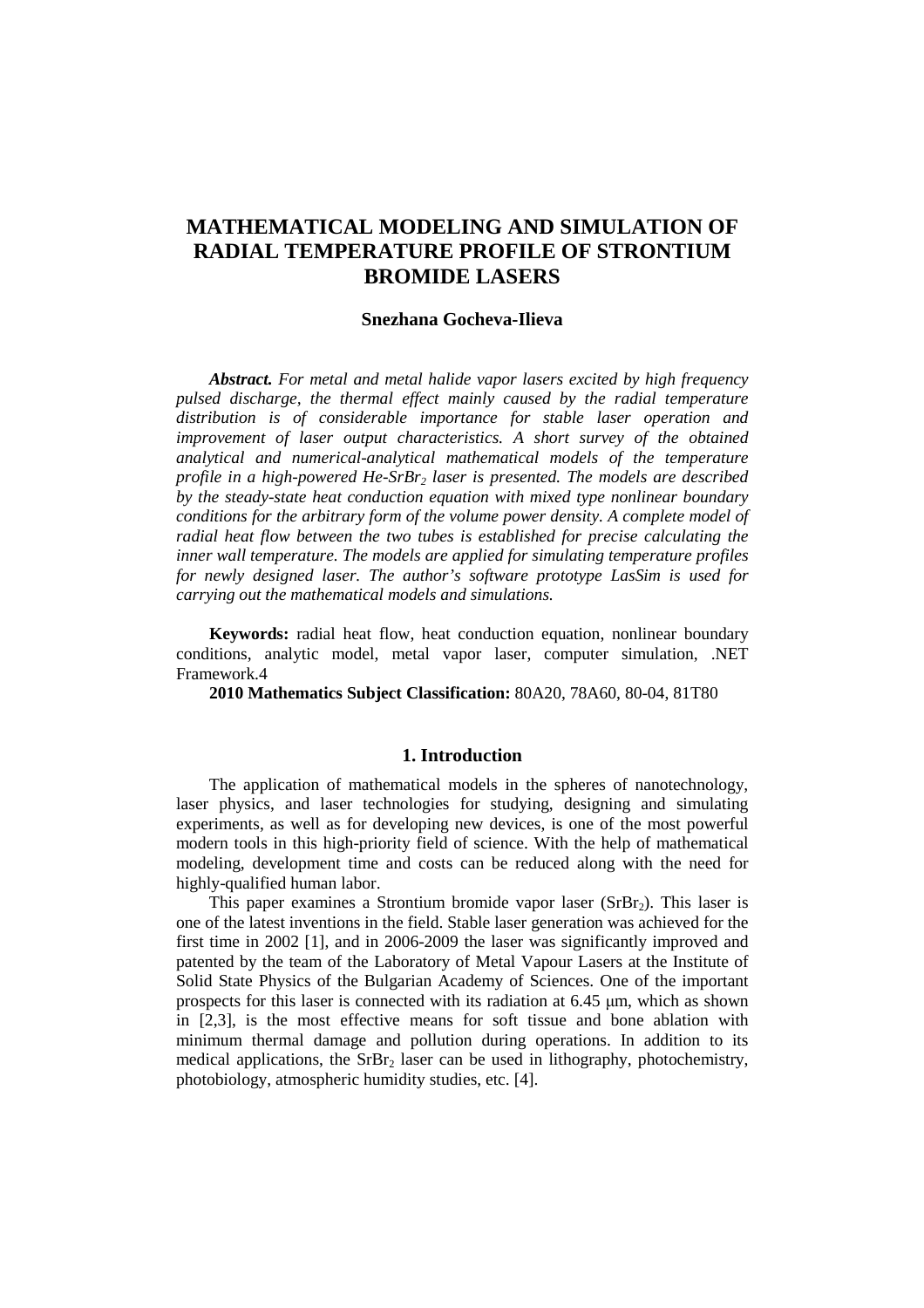# MATHEMATICAL MODELING AND SIMULATION OF RADIAL TEMPERATURE PROFILE OF STRONTIUM BROMIDE LASERS

**Snezhana Gocheva-Ilieva**

***Abstract.*** *For metal and metal halide vapor lasers excited by high frequency pulsed discharge, the thermal effect mainly caused by the radial temperature distribution is of considerable importance for stable laser operation and improvement of laser output characteristics. A short survey of the obtained analytical and numerical-analytical mathematical models of the temperature profile in a high-powered He-$SrBr_2$ laser is presented. The models are described by the steady-state heat conduction equation with mixed type nonlinear boundary conditions for the arbitrary form of the volume power density. A complete model of radial heat flow between the two tubes is established for precise calculating the inner wall temperature. The models are applied for simulating temperature profiles for newly designed laser. The author's software prototype LasSim is used for carrying out the mathematical models and simulations.*

**Keywords:** radial heat flow, heat conduction equation, nonlinear boundary conditions, analytic model, metal vapor laser, computer simulation, .NET Framework.4

**2010 Mathematics Subject Classification:** 80A20, 78A60, 80-04, 81T80

## 1. Introduction

The application of mathematical models in the spheres of nanotechnology, laser physics, and laser technologies for studying, designing and simulating experiments, as well as for developing new devices, is one of the most powerful modern tools in this high-priority field of science. With the help of mathematical modeling, development time and costs can be reduced along with the need for highly-qualified human labor.

This paper examines a Strontium bromide vapor laser ($SrBr_2$). This laser is one of the latest inventions in the field. Stable laser generation was achieved for the first time in 2002 [1], and in 2006-2009 the laser was significantly improved and patented by the team of the Laboratory of Metal Vapour Lasers at the Institute of Solid State Physics of the Bulgarian Academy of Sciences. One of the important prospects for this laser is connected with its radiation at 6.45 μm, which as shown in [2,3], is the most effective means for soft tissue and bone ablation with minimum thermal damage and pollution during operations. In addition to its medical applications, the $SrBr_2$ laser can be used in lithography, photochemistry, photobiology, atmospheric humidity studies, etc. [4].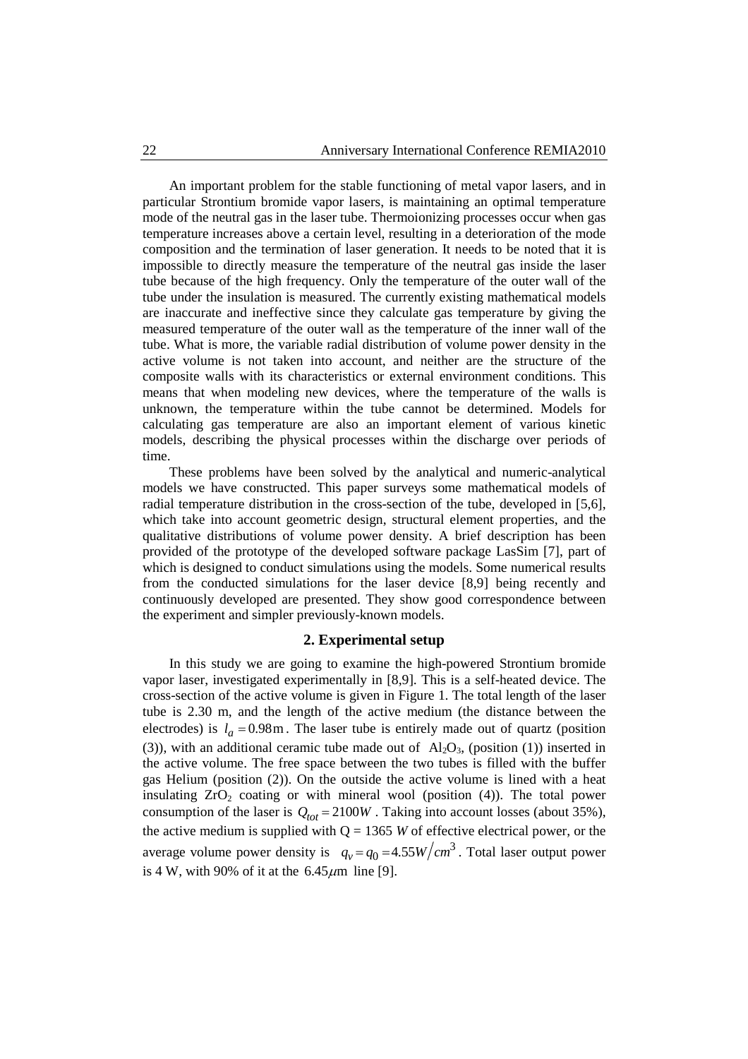An important problem for the stable functioning of metal vapor lasers, and in particular Strontium bromide vapor lasers, is maintaining an optimal temperature mode of the neutral gas in the laser tube. Thermoionizing processes occur when gas temperature increases above a certain level, resulting in a deterioration of the mode composition and the termination of laser generation. It needs to be noted that it is impossible to directly measure the temperature of the neutral gas inside the laser tube because of the high frequency. Only the temperature of the outer wall of the tube under the insulation is measured. The currently existing mathematical models are inaccurate and ineffective since they calculate gas temperature by giving the measured temperature of the outer wall as the temperature of the inner wall of the tube. What is more, the variable radial distribution of volume power density in the active volume is not taken into account, and neither are the structure of the composite walls with its characteristics or external environment conditions. This means that when modeling new devices, where the temperature of the walls is unknown, the temperature within the tube cannot be determined. Models for calculating gas temperature are also an important element of various kinetic models, describing the physical processes within the discharge over periods of time.

These problems have been solved by the analytical and numeric-analytical models we have constructed. This paper surveys some mathematical models of radial temperature distribution in the cross-section of the tube, developed in [5,6], which take into account geometric design, structural element properties, and the qualitative distributions of volume power density. A brief description has been provided of the prototype of the developed software package LasSim [7], part of which is designed to conduct simulations using the models. Some numerical results from the conducted simulations for the laser device [8,9] being recently and continuously developed are presented. They show good correspondence between the experiment and simpler previously-known models.

## 2. Experimental setup

In this study we are going to examine the high-powered Strontium bromide vapor laser, investigated experimentally in [8,9]. This is a self-heated device. The cross-section of the active volume is given in Figure 1. The total length of the laser tube is 2.30 m, and the length of the active medium (the distance between the electrodes) is $l_a = 0.98\text{m}$. The laser tube is entirely made out of quartz (position (3)), with an additional ceramic tube made out of $Al_2O_3$, (position (1)) inserted in the active volume. The free space between the two tubes is filled with the buffer gas Helium (position (2)). On the outside the active volume is lined with a heat insulating $ZrO_2$ coating or with mineral wool (position (4)). The total power consumption of the laser is $Q_{tot} = 2100W$. Taking into account losses (about 35%), the active medium is supplied with Q = 1365 *W* of effective electrical power, or the average volume power density is $q_v = q_0 = 4.55W/cm^3$. Total laser output power is 4 W, with 90% of it at the $6.45\mu\text{m}$ line [9].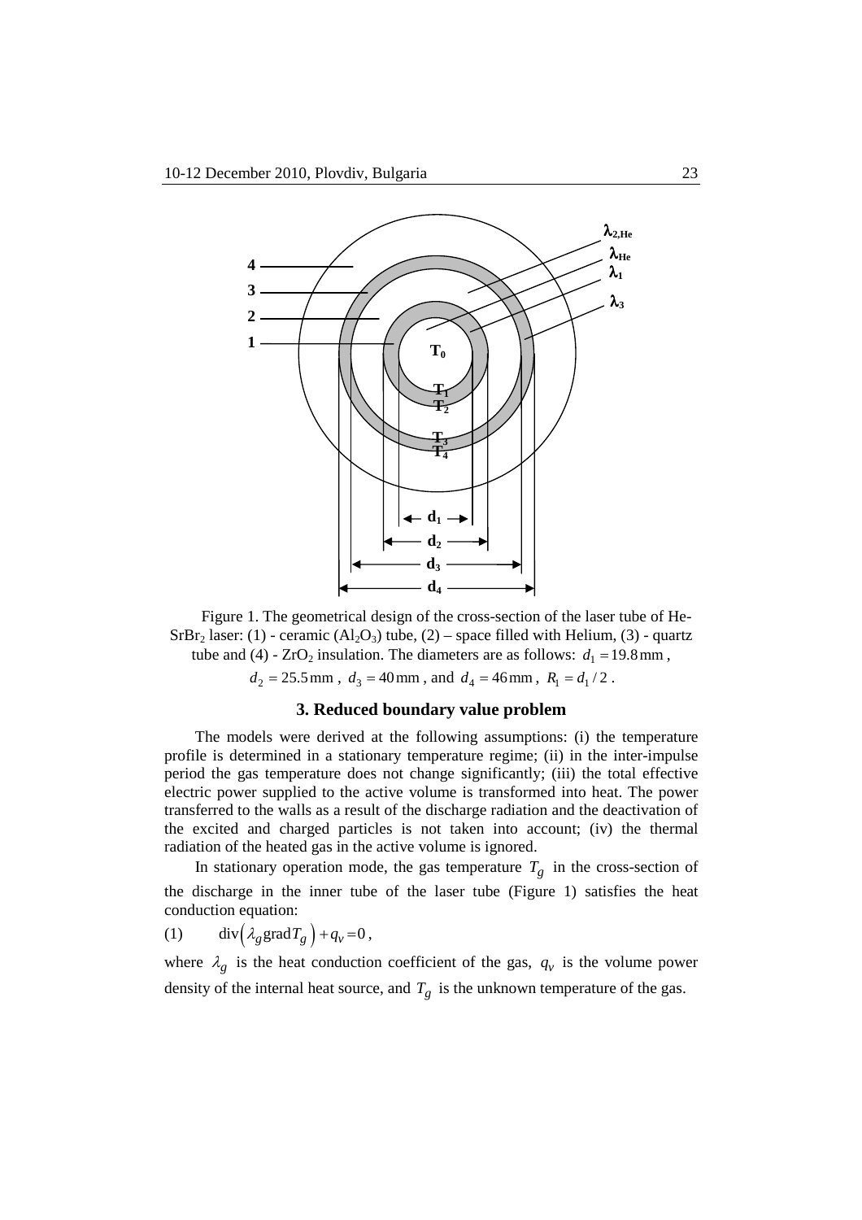Figure 1. The geometrical design of the cross-section of the laser tube of He-$SrBr_2$ laser: (1) - ceramic ($Al_2O_3$) tube, (2) – space filled with Helium, (3) - quartz tube and (4) - $ZrO_2$ insulation. The diameters are as follows: $d_1 = 19.8\,\text{mm}$, $d_2 = 25.5\,\text{mm}$, $d_3 = 40\,\text{mm}$, and $d_4 = 46\,\text{mm}$, $R_1 = d_1/2$.

## 3. Reduced boundary value problem

The models were derived at the following assumptions: (i) the temperature profile is determined in a stationary temperature regime; (ii) in the inter-impulse period the gas temperature does not change significantly; (iii) the total effective electric power supplied to the active volume is transformed into heat. The power transferred to the walls as a result of the discharge radiation and the deactivation of the excited and charged particles is not taken into account; (iv) the thermal radiation of the heated gas in the active volume is ignored.

In stationary operation mode, the gas temperature $T_g$ in the cross-section of the discharge in the inner tube of the laser tube (Figure 1) satisfies the heat conduction equation:

$$(1) \qquad \operatorname{div}\left(\lambda_g \operatorname{grad} T_g\right) + q_v = 0,$$

where $\lambda_g$ is the heat conduction coefficient of the gas, $q_v$ is the volume power density of the internal heat source, and $T_g$ is the unknown temperature of the gas.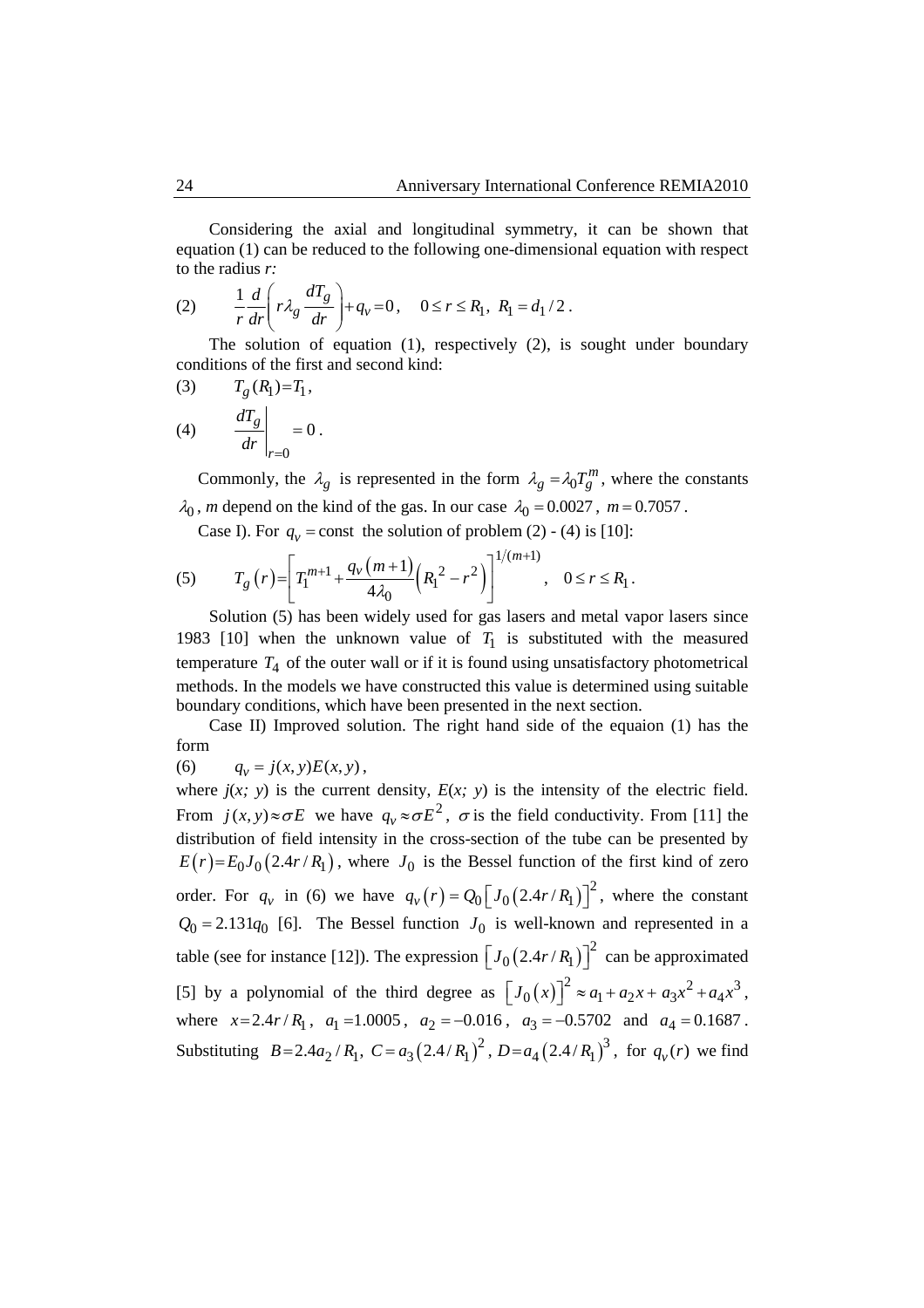Considering the axial and longitudinal symmetry, it can be shown that equation (1) can be reduced to the following one-dimensional equation with respect to the radius $r$:

$$\text{(2)} \qquad \frac{1}{r}\frac{d}{dr}\left(r\lambda_g \frac{dT_g}{dr}\right)+q_v=0, \quad 0\le r\le R_1,\ R_1=d_1/2 .$$

The solution of equation (1), respectively (2), is sought under boundary conditions of the first and second kind:

$$\text{(3)} \qquad T_g(R_1)=T_1,$$

$$\text{(4)} \qquad \left.\frac{dT_g}{dr}\right|_{r=0}=0 .$$

Commonly, the $\lambda_g$ is represented in the form $\lambda_g=\lambda_0 T_g^m$, where the constants $\lambda_0$, $m$ depend on the kind of the gas. In our case $\lambda_0=0.0027$, $m=0.7057$.

Case I). For $q_v=\text{const}$ the solution of problem (2) - (4) is [10]:

$$\text{(5)} \qquad T_g(r)=\left[T_1^{m+1}+\frac{q_v(m+1)}{4\lambda_0}\left(R_1^{\,2}-r^2\right)\right]^{1/(m+1)}, \quad 0\le r\le R_1 .$$

Solution (5) has been widely used for gas lasers and metal vapor lasers since 1983 [10] when the unknown value of $T_1$ is substituted with the measured temperature $T_4$ of the outer wall or if it is found using unsatisfactory photometrical methods. In the models we have constructed this value is determined using suitable boundary conditions, which have been presented in the next section.

Case II) Improved solution. The right hand side of the equaion (1) has the form

$$\text{(6)} \qquad q_v=j(x,y)E(x,y),$$

where $j(x;\,y)$ is the current density, $E(x;\,y)$ is the intensity of the electric field. From $j(x,y)\approx\sigma E$ we have $q_v\approx\sigma E^2$, $\sigma$ is the field conductivity. From [11] the distribution of field intensity in the cross-section of the tube can be presented by $E(r)=E_0 J_0\left(2.4r/R_1\right)$, where $J_0$ is the Bessel function of the first kind of zero order. For $q_v$ in (6) we have $q_v(r)=Q_0\left[J_0\left(2.4r/R_1\right)\right]^2$, where the constant $Q_0=2.131q_0$ [6]. The Bessel function $J_0$ is well-known and represented in a table (see for instance [12]). The expression $\left[J_0\left(2.4r/R_1\right)\right]^2$ can be approximated [5] by a polynomial of the third degree as $\left[J_0(x)\right]^2\approx a_1+a_2x+a_3x^2+a_4x^3$, where $x=2.4r/R_1$, $a_1=1.0005$, $a_2=-0.016$, $a_3=-0.5702$ and $a_4=0.1687$. Substituting $B=2.4a_2/R_1$, $C=a_3\left(2.4/R_1\right)^2$, $D=a_4\left(2.4/R_1\right)^3$, for $q_v(r)$ we find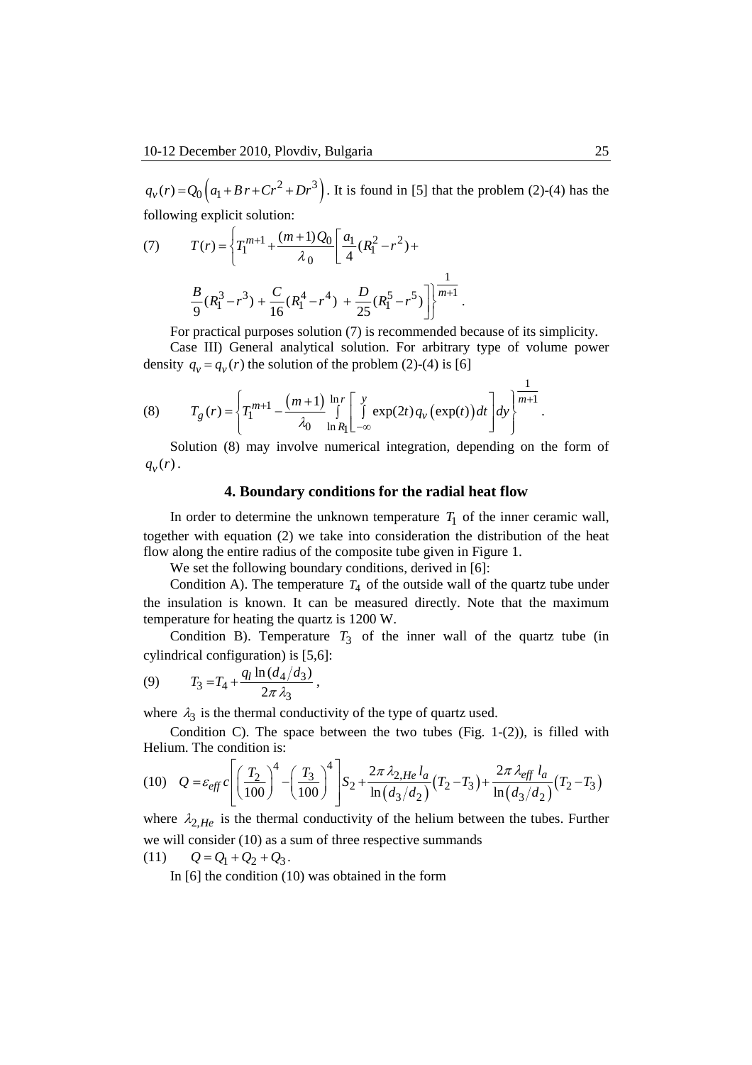$q_v(r) = Q_0\left(a_1 + Br + Cr^2 + Dr^3\right)$. It is found in [5] that the problem (2)-(4) has the following explicit solution:

$$(7) \qquad T(r) = \left\{ T_1^{m+1} + \frac{(m+1)Q_0}{\lambda_0}\left[\frac{a_1}{4}(R_1^2 - r^2) + \frac{B}{9}(R_1^3 - r^3) + \frac{C}{16}(R_1^4 - r^4) + \frac{D}{25}(R_1^5 - r^5)\right]\right\}^{\frac{1}{m+1}}.$$

For practical purposes solution (7) is recommended because of its simplicity.

Case III) General analytical solution. For arbitrary type of volume power density $q_v = q_v(r)$ the solution of the problem (2)-(4) is [6]

$$(8) \qquad T_g(r) = \left\{ T_1^{m+1} - \frac{(m+1)}{\lambda_0}\int\limits_{\ln R_1}^{\ln r}\left[\int\limits_{-\infty}^{y}\exp(2t)\, q_v\left(\exp(t)\right)dt\right]dy\right\}^{\frac{1}{m+1}}.$$

Solution (8) may involve numerical integration, depending on the form of $q_v(r)$.

## 4. Boundary conditions for the radial heat flow

In order to determine the unknown temperature $T_1$ of the inner ceramic wall, together with equation (2) we take into consideration the distribution of the heat flow along the entire radius of the composite tube given in Figure 1.

We set the following boundary conditions, derived in [6]:

Condition A). The temperature $T_4$ of the outside wall of the quartz tube under the insulation is known. It can be measured directly. Note that the maximum temperature for heating the quartz is 1200 W.

Condition B). Temperature $T_3$ of the inner wall of the quartz tube (in cylindrical configuration) is [5,6]:

$$(9) \qquad T_3 = T_4 + \frac{q_l \ln(d_4/d_3)}{2\pi\lambda_3},$$

where $\lambda_3$ is the thermal conductivity of the type of quartz used.

Condition C). The space between the two tubes (Fig. 1-(2)), is filled with Helium. The condition is:

$$(10) \quad Q = \varepsilon_{eff}\, c\left[\left(\frac{T_2}{100}\right)^4 - \left(\frac{T_3}{100}\right)^4\right]S_2 + \frac{2\pi\lambda_{2,He}\, l_a}{\ln\left(d_3/d_2\right)}\left(T_2 - T_3\right) + \frac{2\pi\lambda_{eff}\, l_a}{\ln\left(d_3/d_2\right)}\left(T_2 - T_3\right)$$

where $\lambda_{2,He}$ is the thermal conductivity of the helium between the tubes. Further we will consider (10) as a sum of three respective summands

$$(11) \qquad Q = Q_1 + Q_2 + Q_3.$$

In [6] the condition (10) was obtained in the form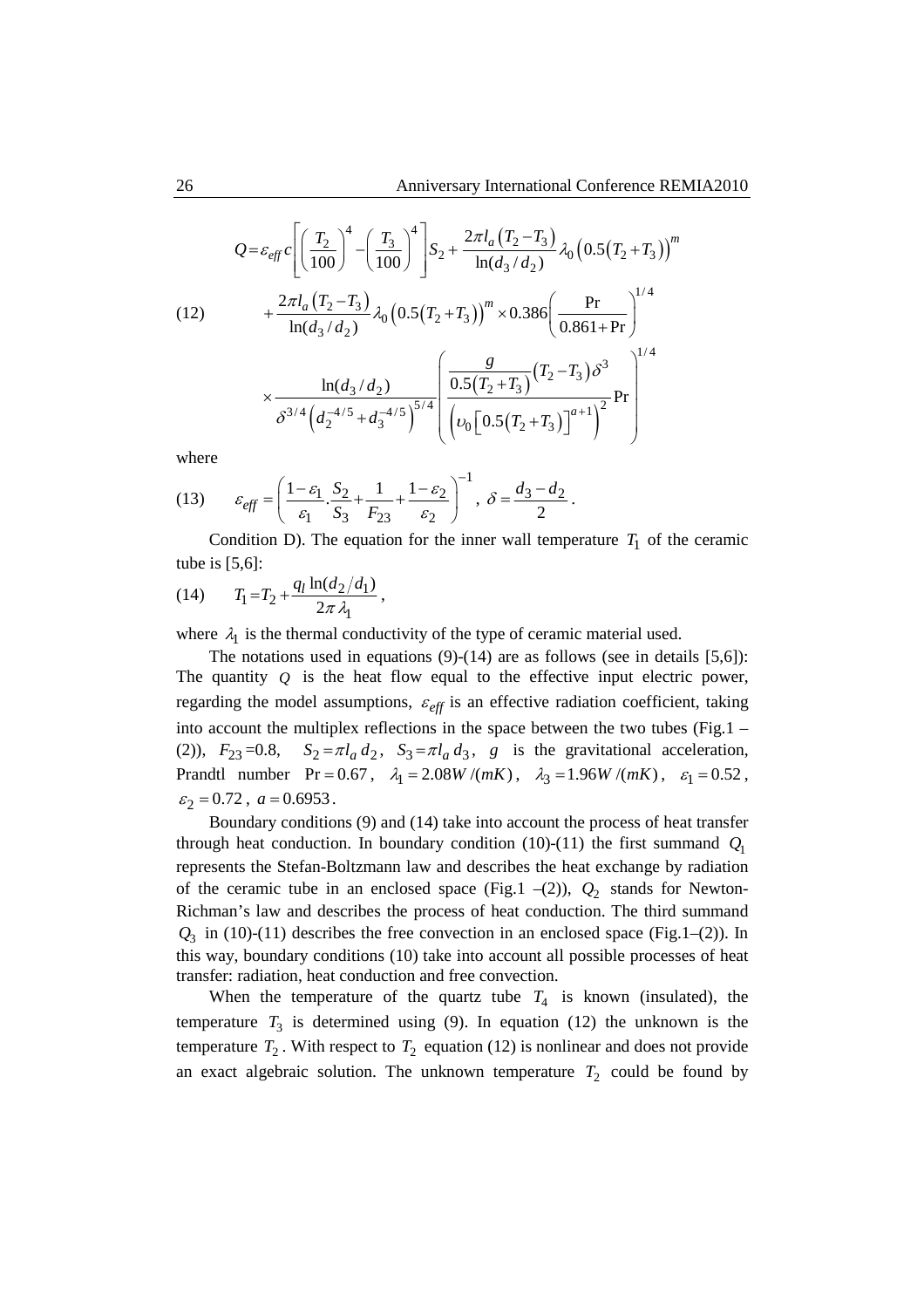$$Q = \varepsilon_{eff}\, c\left[\left(\frac{T_2}{100}\right)^4 - \left(\frac{T_3}{100}\right)^4\right] S_2 + \frac{2\pi l_a\left(T_2 - T_3\right)}{\ln(d_3/d_2)}\lambda_0\left(0.5\left(T_2+T_3\right)\right)^m$$

$$(12)\qquad + \frac{2\pi l_a\left(T_2 - T_3\right)}{\ln(d_3/d_2)}\lambda_0\left(0.5\left(T_2+T_3\right)\right)^m \times 0.386\left(\frac{\Pr}{0.861+\Pr}\right)^{1/4}$$

$$\times \frac{\ln(d_3/d_2)}{\delta^{3/4}\left(d_2^{-4/5}+d_3^{-4/5}\right)^{5/4}}\left(\frac{\dfrac{g}{0.5\left(T_2+T_3\right)}\left(T_2-T_3\right)\delta^3}{\left(\upsilon_0\left[0.5\left(T_2+T_3\right)\right]^{a+1}\right)^2}\Pr\right)^{1/4}$$

where

$$(13)\qquad \varepsilon_{eff} = \left(\frac{1-\varepsilon_1}{\varepsilon_1}.\frac{S_2}{S_3} + \frac{1}{F_{23}} + \frac{1-\varepsilon_2}{\varepsilon_2}\right)^{-1},\ \delta = \frac{d_3 - d_2}{2}.$$

Condition D). The equation for the inner wall temperature $T_1$ of the ceramic tube is [5,6]:

$$(14)\qquad T_1 = T_2 + \frac{q_l \ln(d_2/d_1)}{2\pi\lambda_1},$$

where $\lambda_1$ is the thermal conductivity of the type of ceramic material used.

The notations used in equations (9)-(14) are as follows (see in details [5,6]): The quantity $Q$ is the heat flow equal to the effective input electric power, regarding the model assumptions, $\varepsilon_{eff}$ is an effective radiation coefficient, taking into account the multiplex reflections in the space between the two tubes (Fig.1 – (2)), $F_{23}=0.8$, $S_2 = \pi l_a d_2$, $S_3 = \pi l_a d_3$, $g$ is the gravitational acceleration, Prandtl number $\Pr = 0.67$, $\lambda_1 = 2.08 W/(mK)$, $\lambda_3 = 1.96 W/(mK)$, $\varepsilon_1 = 0.52$, $\varepsilon_2 = 0.72$, $a = 0.6953$.

Boundary conditions (9) and (14) take into account the process of heat transfer through heat conduction. In boundary condition (10)-(11) the first summand $Q_1$ represents the Stefan-Boltzmann law and describes the heat exchange by radiation of the ceramic tube in an enclosed space (Fig.1 –(2)), $Q_2$ stands for Newton-Richman's law and describes the process of heat conduction. The third summand $Q_3$ in (10)-(11) describes the free convection in an enclosed space (Fig.1–(2)). In this way, boundary conditions (10) take into account all possible processes of heat transfer: radiation, heat conduction and free convection.

When the temperature of the quartz tube $T_4$ is known (insulated), the temperature $T_3$ is determined using (9). In equation (12) the unknown is the temperature $T_2$. With respect to $T_2$ equation (12) is nonlinear and does not provide an exact algebraic solution. The unknown temperature $T_2$ could be found by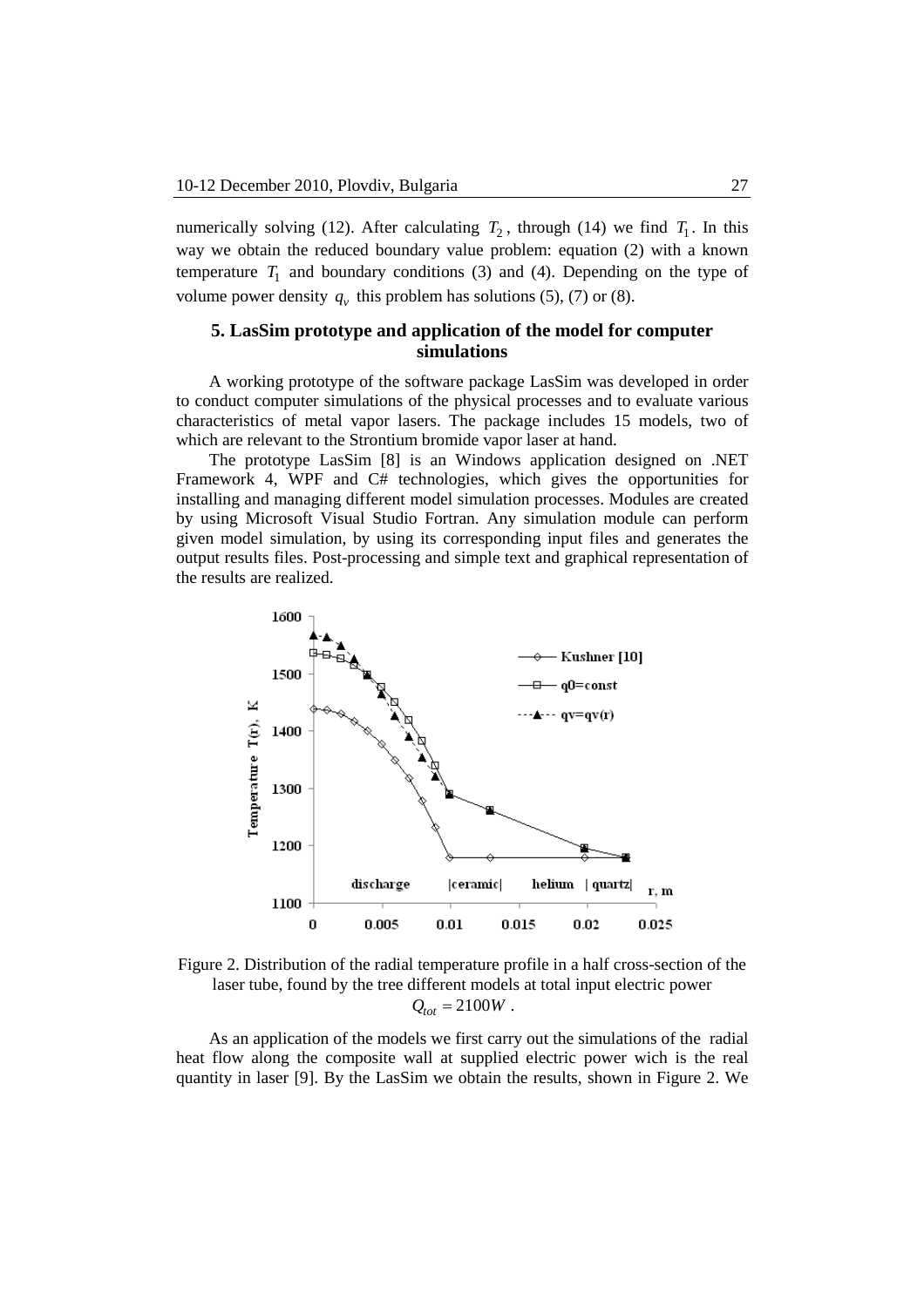numerically solving (12). After calculating $T_2$, through (14) we find $T_1$. In this way we obtain the reduced boundary value problem: equation (2) with a known temperature $T_1$ and boundary conditions (3) and (4). Depending on the type of volume power density $q_v$ this problem has solutions (5), (7) or (8).

## 5. LasSim prototype and application of the model for computer simulations

A working prototype of the software package LasSim was developed in order to conduct computer simulations of the physical processes and to evaluate various characteristics of metal vapor lasers. The package includes 15 models, two of which are relevant to the Strontium bromide vapor laser at hand.

The prototype LasSim [8] is an Windows application designed on .NET Framework 4, WPF and C# technologies, which gives the opportunities for installing and managing different model simulation processes. Modules are created by using Microsoft Visual Studio Fortran. Any simulation module can perform given model simulation, by using its corresponding input files and generates the output results files. Post-processing and simple text and graphical representation of the results are realized.

Figure 2. Distribution of the radial temperature profile in a half cross-section of the laser tube, found by the tree different models at total input electric power $Q_{tot} = 2100W$ .

As an application of the models we first carry out the simulations of the radial heat flow along the composite wall at supplied electric power wich is the real quantity in laser [9]. By the LasSim we obtain the results, shown in Figure 2. We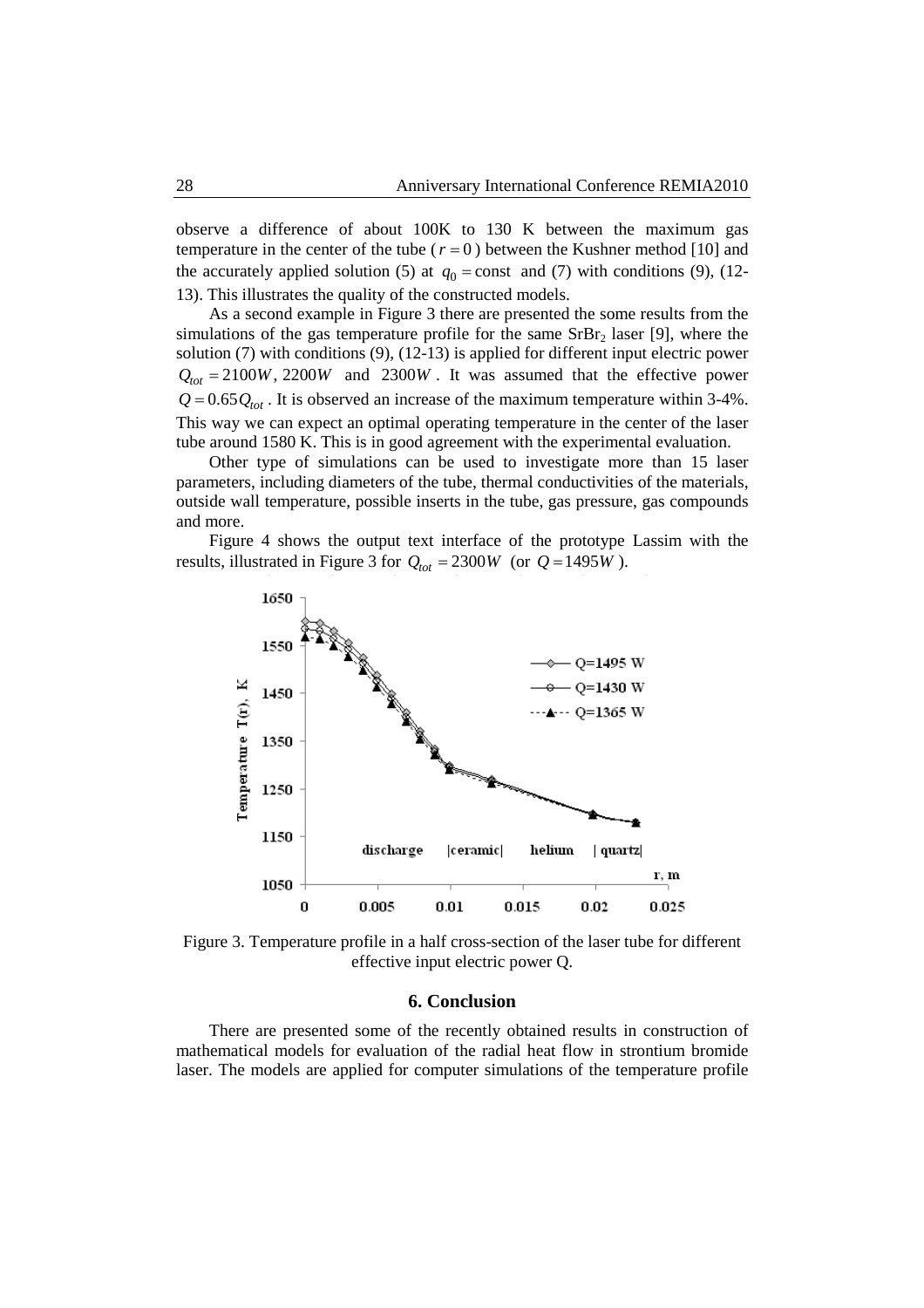observe a difference of about 100K to 130 K between the maximum gas temperature in the center of the tube ($r = 0$) between the Kushner method [10] and the accurately applied solution (5) at $q_0 = \text{const}$ and (7) with conditions (9), (12-13). This illustrates the quality of the constructed models.

As a second example in Figure 3 there are presented the some results from the simulations of the gas temperature profile for the same $SrBr_2$ laser [9], where the solution (7) with conditions (9), (12-13) is applied for different input electric power $Q_{tot} = 2100W$, $2200W$ and $2300W$. It was assumed that the effective power $Q = 0.65Q_{tot}$. It is observed an increase of the maximum temperature within 3-4%. This way we can expect an optimal operating temperature in the center of the laser tube around 1580 K. This is in good agreement with the experimental evaluation.

Other type of simulations can be used to investigate more than 15 laser parameters, including diameters of the tube, thermal conductivities of the materials, outside wall temperature, possible inserts in the tube, gas pressure, gas compounds and more.

Figure 4 shows the output text interface of the prototype Lassim with the results, illustrated in Figure 3 for $Q_{tot} = 2300W$ (or $Q = 1495W$).

Figure 3. Temperature profile in a half cross-section of the laser tube for different effective input electric power Q.

## 6. Conclusion

There are presented some of the recently obtained results in construction of mathematical models for evaluation of the radial heat flow in strontium bromide laser. The models are applied for computer simulations of the temperature profile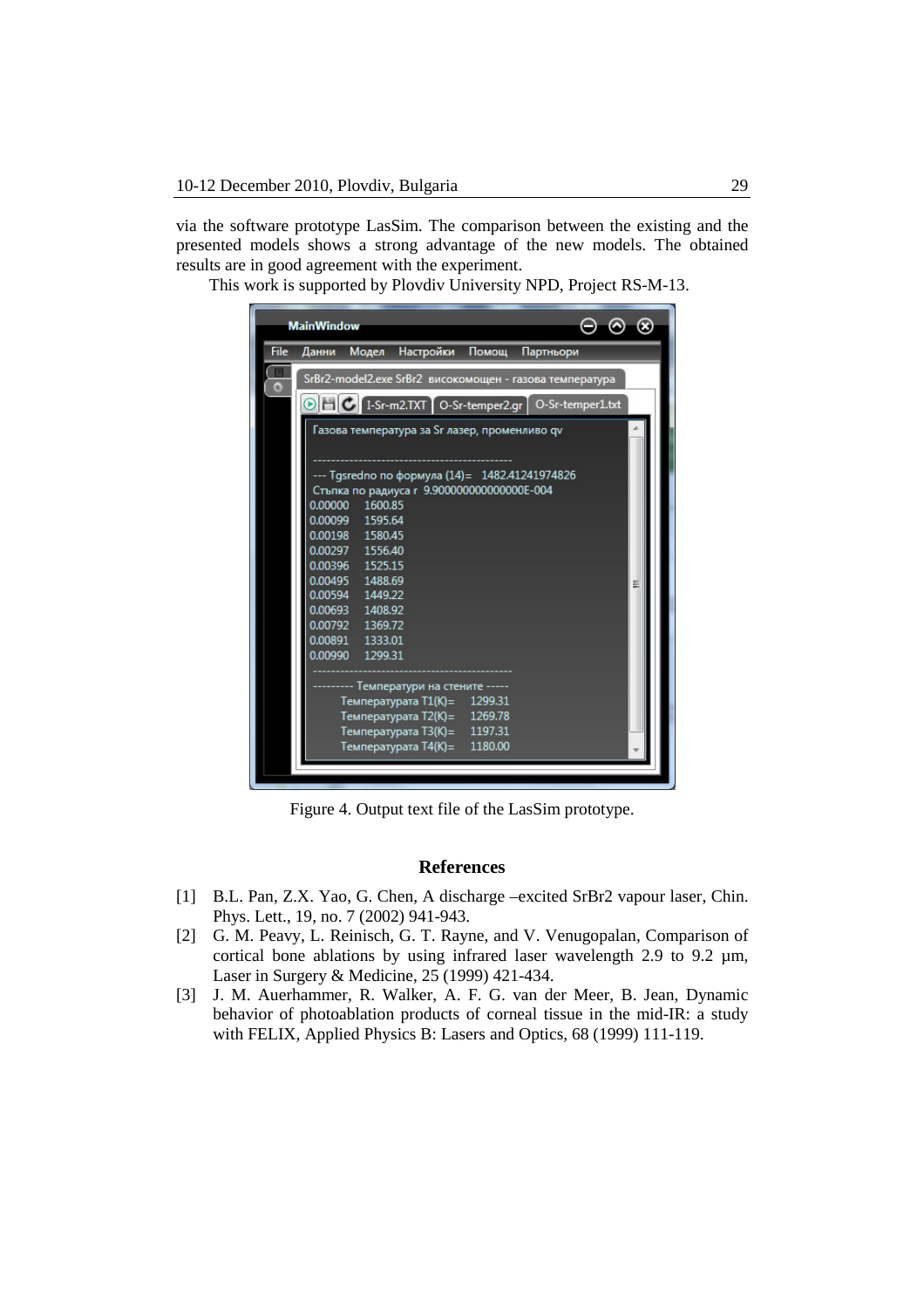via the software prototype LasSim. The comparison between the existing and the presented models shows a strong advantage of the new models. The obtained results are in good agreement with the experiment.

This work is supported by Plovdiv University NPD, Project RS-M-13.

Figure 4. Output text file of the LasSim prototype.

## References

[1] B.L. Pan, Z.X. Yao, G. Chen, A discharge –excited $SrBr_2$ vapour laser, Chin. Phys. Lett., 19, no. 7 (2002) 941-943.

[2] G. M. Peavy, L. Reinisch, G. T. Rayne, and V. Venugopalan, Comparison of cortical bone ablations by using infrared laser wavelength 2.9 to 9.2 µm, Laser in Surgery & Medicine, 25 (1999) 421-434.

[3] J. M. Auerhammer, R. Walker, A. F. G. van der Meer, B. Jean, Dynamic behavior of photoablation products of corneal tissue in the mid-IR: a study with FELIX, Applied Physics B: Lasers and Optics, 68 (1999) 111-119.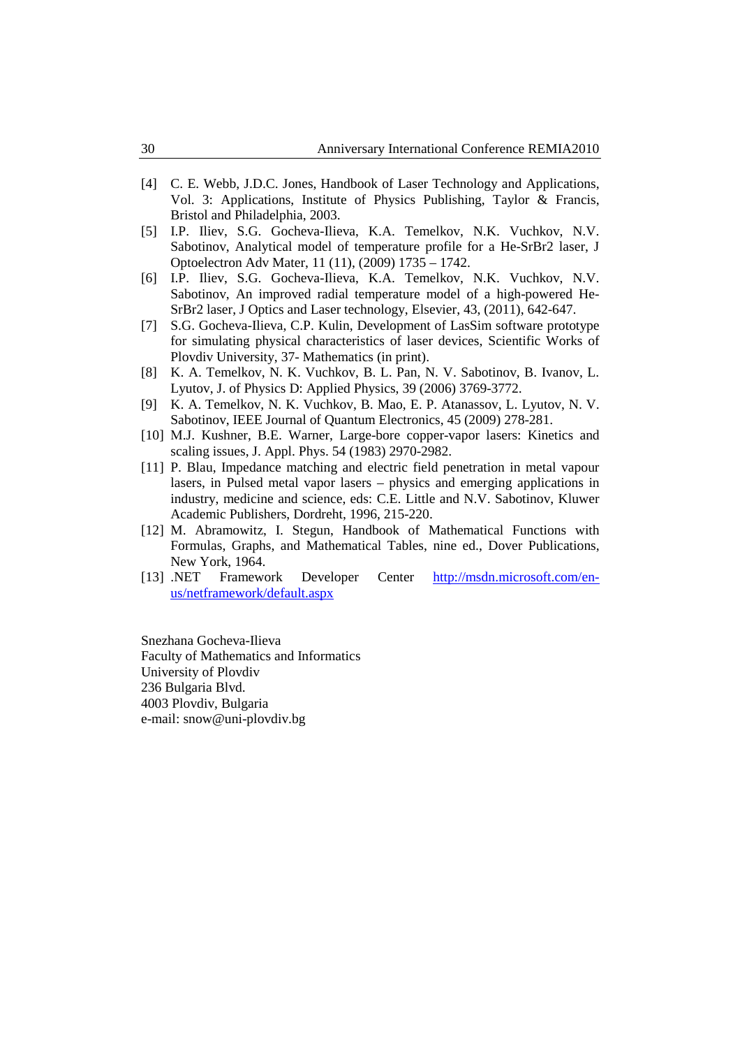[4] C. E. Webb, J.D.C. Jones, Handbook of Laser Technology and Applications, Vol. 3: Applications, Institute of Physics Publishing, Taylor & Francis, Bristol and Philadelphia, 2003.

[5] I.P. Iliev, S.G. Gocheva-Ilieva, K.A. Temelkov, N.K. Vuchkov, N.V. Sabotinov, Analytical model of temperature profile for a He-SrBr2 laser, J Optoelectron Adv Mater, 11 (11), (2009) 1735 – 1742.

[6] I.P. Iliev, S.G. Gocheva-Ilieva, K.A. Temelkov, N.K. Vuchkov, N.V. Sabotinov, An improved radial temperature model of a high-powered He-SrBr2 laser, J Optics and Laser technology, Elsevier, 43, (2011), 642-647.

[7] S.G. Gocheva-Ilieva, C.P. Kulin, Development of LasSim software prototype for simulating physical characteristics of laser devices, Scientific Works of Plovdiv University, 37- Mathematics (in print).

[8] K. A. Temelkov, N. K. Vuchkov, B. L. Pan, N. V. Sabotinov, B. Ivanov, L. Lyutov, J. of Physics D: Applied Physics, 39 (2006) 3769-3772.

[9] K. A. Temelkov, N. K. Vuchkov, B. Mao, E. P. Atanassov, L. Lyutov, N. V. Sabotinov, IEEE Journal of Quantum Electronics, 45 (2009) 278-281.

[10] M.J. Kushner, B.E. Warner, Large-bore copper-vapor lasers: Kinetics and scaling issues, J. Appl. Phys. 54 (1983) 2970-2982.

[11] P. Blau, Impedance matching and electric field penetration in metal vapour lasers, in Pulsed metal vapor lasers – physics and emerging applications in industry, medicine and science, eds: C.E. Little and N.V. Sabotinov, Kluwer Academic Publishers, Dordreht, 1996, 215-220.

[12] M. Abramowitz, I. Stegun, Handbook of Mathematical Functions with Formulas, Graphs, and Mathematical Tables, nine ed., Dover Publications, New York, 1964.

[13] .NET Framework Developer Center http://msdn.microsoft.com/en-us/netframework/default.aspx

Snezhana Gocheva-Ilieva
Faculty of Mathematics and Informatics
University of Plovdiv
236 Bulgaria Blvd.
4003 Plovdiv, Bulgaria
e-mail: snow@uni-plovdiv.bg